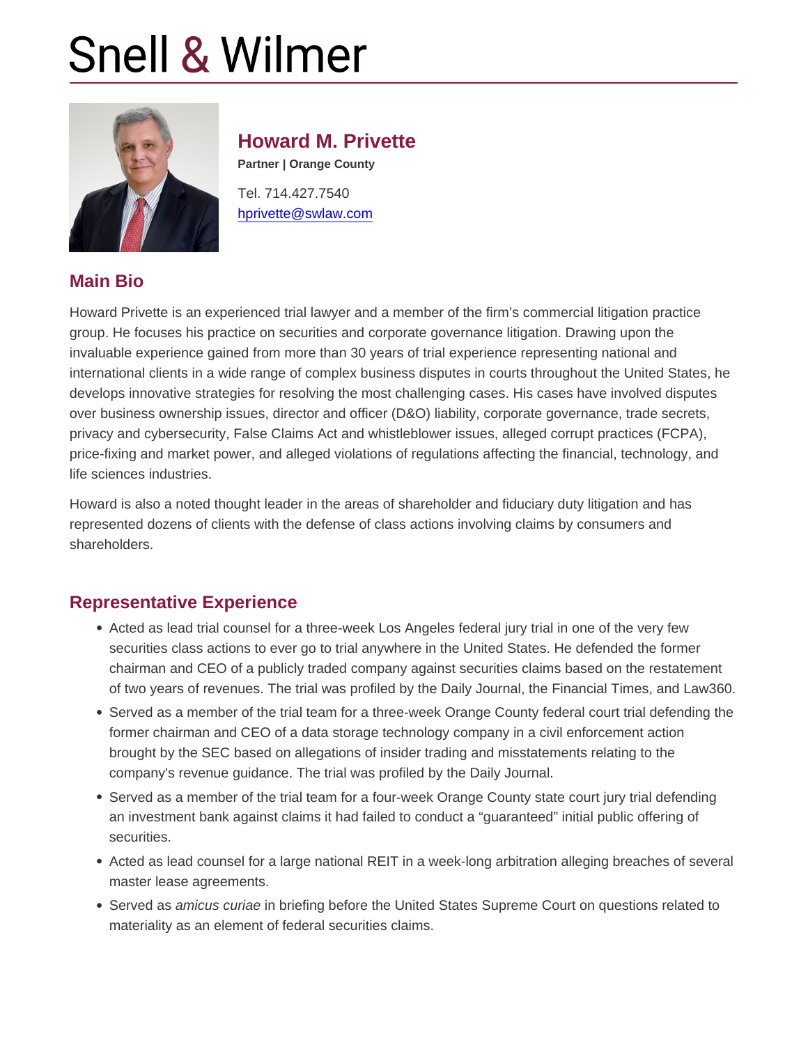# Snell & Wilmer

## Howard M. Privette

**Partner | Orange County**

Tel. 714.427.7540

hprivette@swlaw.com

## Main Bio

Howard Privette is an experienced trial lawyer and a member of the firm's commercial litigation practice group. He focuses his practice on securities and corporate governance litigation. Drawing upon the invaluable experience gained from more than 30 years of trial experience representing national and international clients in a wide range of complex business disputes in courts throughout the United States, he develops innovative strategies for resolving the most challenging cases. His cases have involved disputes over business ownership issues, director and officer (D&O) liability, corporate governance, trade secrets, privacy and cybersecurity, False Claims Act and whistleblower issues, alleged corrupt practices (FCPA), price-fixing and market power, and alleged violations of regulations affecting the financial, technology, and life sciences industries.

Howard is also a noted thought leader in the areas of shareholder and fiduciary duty litigation and has represented dozens of clients with the defense of class actions involving claims by consumers and shareholders.

## Representative Experience

- Acted as lead trial counsel for a three-week Los Angeles federal jury trial in one of the very few securities class actions to ever go to trial anywhere in the United States. He defended the former chairman and CEO of a publicly traded company against securities claims based on the restatement of two years of revenues. The trial was profiled by the Daily Journal, the Financial Times, and Law360.
- Served as a member of the trial team for a three-week Orange County federal court trial defending the former chairman and CEO of a data storage technology company in a civil enforcement action brought by the SEC based on allegations of insider trading and misstatements relating to the company's revenue guidance. The trial was profiled by the Daily Journal.
- Served as a member of the trial team for a four-week Orange County state court jury trial defending an investment bank against claims it had failed to conduct a "guaranteed" initial public offering of securities.
- Acted as lead counsel for a large national REIT in a week-long arbitration alleging breaches of several master lease agreements.
- Served as *amicus curiae* in briefing before the United States Supreme Court on questions related to materiality as an element of federal securities claims.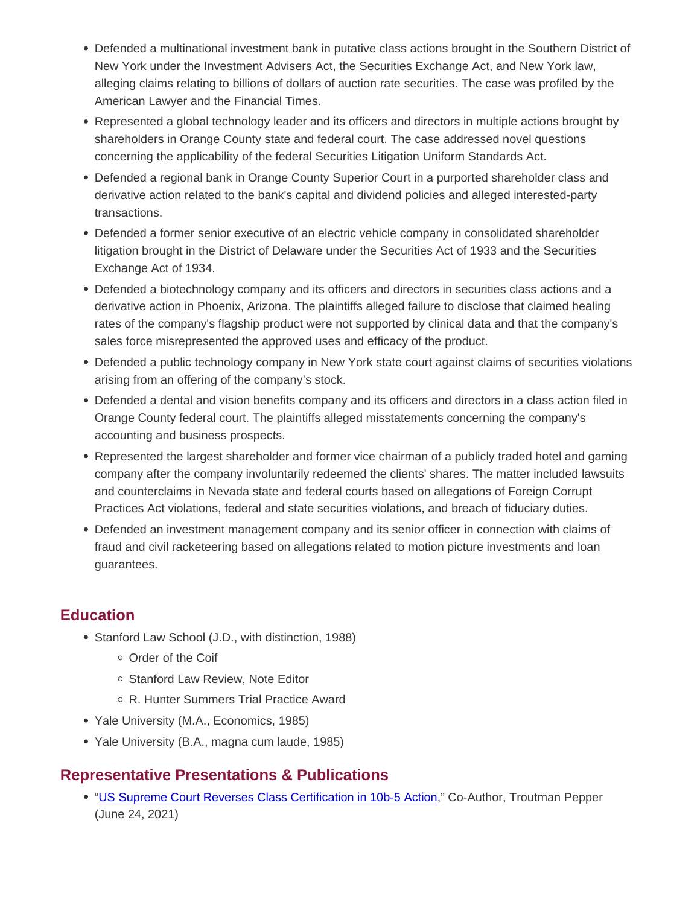- Defended a multinational investment bank in putative class actions brought in the Southern District of New York under the Investment Advisers Act, the Securities Exchange Act, and New York law, alleging claims relating to billions of dollars of auction rate securities. The case was profiled by the American Lawyer and the Financial Times.
- Represented a global technology leader and its officers and directors in multiple actions brought by shareholders in Orange County state and federal court. The case addressed novel questions concerning the applicability of the federal Securities Litigation Uniform Standards Act.
- Defended a regional bank in Orange County Superior Court in a purported shareholder class and derivative action related to the bank's capital and dividend policies and alleged interested-party transactions.
- Defended a former senior executive of an electric vehicle company in consolidated shareholder litigation brought in the District of Delaware under the Securities Act of 1933 and the Securities Exchange Act of 1934.
- Defended a biotechnology company and its officers and directors in securities class actions and a derivative action in Phoenix, Arizona. The plaintiffs alleged failure to disclose that claimed healing rates of the company's flagship product were not supported by clinical data and that the company's sales force misrepresented the approved uses and efficacy of the product.
- Defended a public technology company in New York state court against claims of securities violations arising from an offering of the company's stock.
- Defended a dental and vision benefits company and its officers and directors in a class action filed in Orange County federal court. The plaintiffs alleged misstatements concerning the company's accounting and business prospects.
- Represented the largest shareholder and former vice chairman of a publicly traded hotel and gaming company after the company involuntarily redeemed the clients' shares. The matter included lawsuits and counterclaims in Nevada state and federal courts based on allegations of Foreign Corrupt Practices Act violations, federal and state securities violations, and breach of fiduciary duties.
- Defended an investment management company and its senior officer in connection with claims of fraud and civil racketeering based on allegations related to motion picture investments and loan guarantees.

## Education

- Stanford Law School (J.D., with distinction, 1988)
  - Order of the Coif
  - Stanford Law Review, Note Editor
  - R. Hunter Summers Trial Practice Award
- Yale University (M.A., Economics, 1985)
- Yale University (B.A., magna cum laude, 1985)

## Representative Presentations & Publications

- "US Supreme Court Reverses Class Certification in 10b-5 Action," Co-Author, Troutman Pepper (June 24, 2021)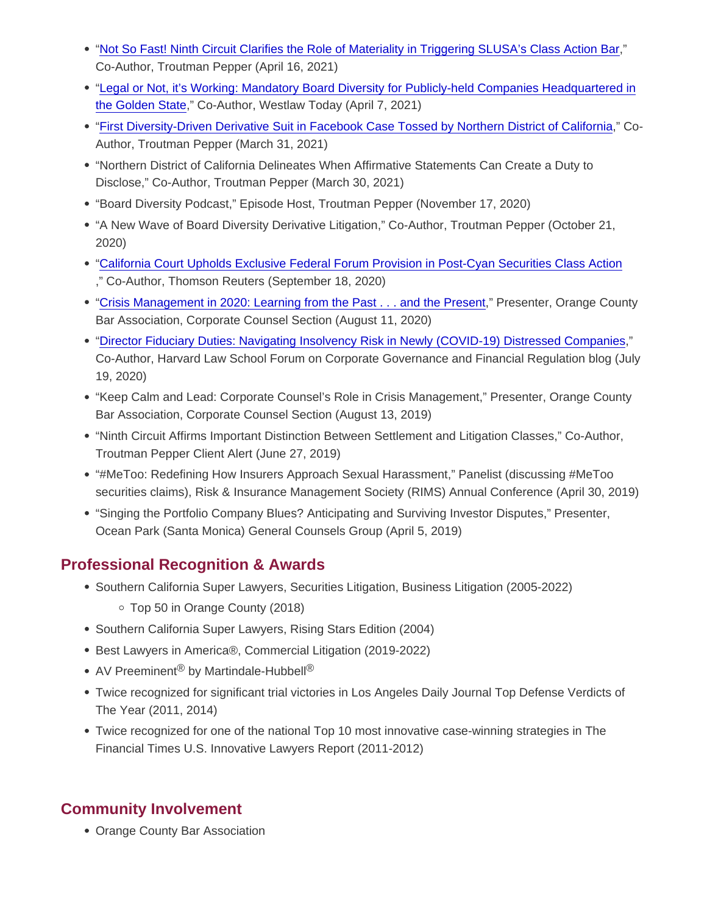- "Not So Fast! Ninth Circuit Clarifies the Role of Materiality in Triggering SLUSA's Class Action Bar," Co-Author, Troutman Pepper (April 16, 2021)
- "Legal or Not, it's Working: Mandatory Board Diversity for Publicly-held Companies Headquartered in the Golden State," Co-Author, Westlaw Today (April 7, 2021)
- "First Diversity-Driven Derivative Suit in Facebook Case Tossed by Northern District of California," Co-Author, Troutman Pepper (March 31, 2021)
- "Northern District of California Delineates When Affirmative Statements Can Create a Duty to Disclose," Co-Author, Troutman Pepper (March 30, 2021)
- "Board Diversity Podcast," Episode Host, Troutman Pepper (November 17, 2020)
- "A New Wave of Board Diversity Derivative Litigation," Co-Author, Troutman Pepper (October 21, 2020)
- "California Court Upholds Exclusive Federal Forum Provision in Post-Cyan Securities Class Action ," Co-Author, Thomson Reuters (September 18, 2020)
- "Crisis Management in 2020: Learning from the Past . . . and the Present," Presenter, Orange County Bar Association, Corporate Counsel Section (August 11, 2020)
- "Director Fiduciary Duties: Navigating Insolvency Risk in Newly (COVID-19) Distressed Companies," Co-Author, Harvard Law School Forum on Corporate Governance and Financial Regulation blog (July 19, 2020)
- "Keep Calm and Lead: Corporate Counsel's Role in Crisis Management," Presenter, Orange County Bar Association, Corporate Counsel Section (August 13, 2019)
- "Ninth Circuit Affirms Important Distinction Between Settlement and Litigation Classes," Co-Author, Troutman Pepper Client Alert (June 27, 2019)
- "#MeToo: Redefining How Insurers Approach Sexual Harassment," Panelist (discussing #MeToo securities claims), Risk & Insurance Management Society (RIMS) Annual Conference (April 30, 2019)
- "Singing the Portfolio Company Blues? Anticipating and Surviving Investor Disputes," Presenter, Ocean Park (Santa Monica) General Counsels Group (April 5, 2019)

## Professional Recognition & Awards

- Southern California Super Lawyers, Securities Litigation, Business Litigation (2005-2022)
  - Top 50 in Orange County (2018)
- Southern California Super Lawyers, Rising Stars Edition (2004)
- Best Lawyers in America®, Commercial Litigation (2019-2022)
- AV Preeminent® by Martindale-Hubbell®
- Twice recognized for significant trial victories in Los Angeles Daily Journal Top Defense Verdicts of The Year (2011, 2014)
- Twice recognized for one of the national Top 10 most innovative case-winning strategies in The Financial Times U.S. Innovative Lawyers Report (2011-2012)

## Community Involvement

- Orange County Bar Association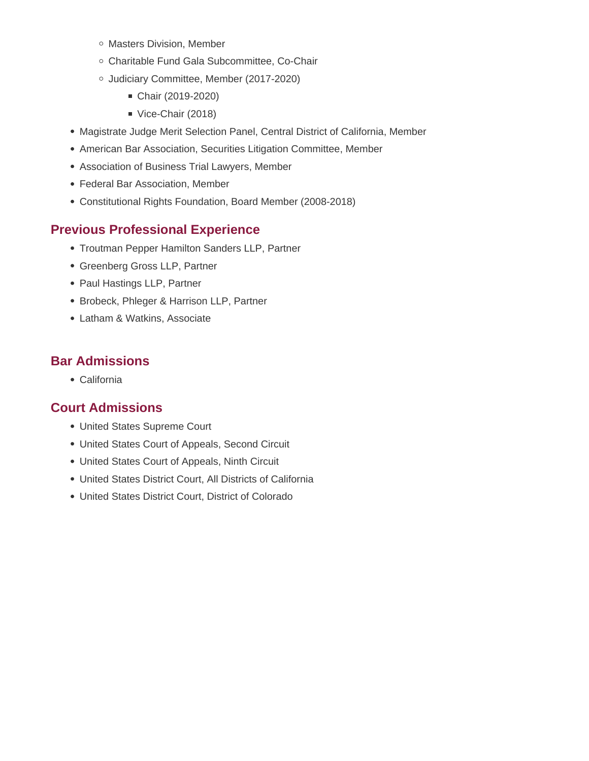- Masters Division, Member
    - Charitable Fund Gala Subcommittee, Co-Chair
    - Judiciary Committee, Member (2017-2020)
        - Chair (2019-2020)
        - Vice-Chair (2018)
- Magistrate Judge Merit Selection Panel, Central District of California, Member
- American Bar Association, Securities Litigation Committee, Member
- Association of Business Trial Lawyers, Member
- Federal Bar Association, Member
- Constitutional Rights Foundation, Board Member (2008-2018)

## Previous Professional Experience

- Troutman Pepper Hamilton Sanders LLP, Partner
- Greenberg Gross LLP, Partner
- Paul Hastings LLP, Partner
- Brobeck, Phleger & Harrison LLP, Partner
- Latham & Watkins, Associate

## Bar Admissions

- California

## Court Admissions

- United States Supreme Court
- United States Court of Appeals, Second Circuit
- United States Court of Appeals, Ninth Circuit
- United States District Court, All Districts of California
- United States District Court, District of Colorado